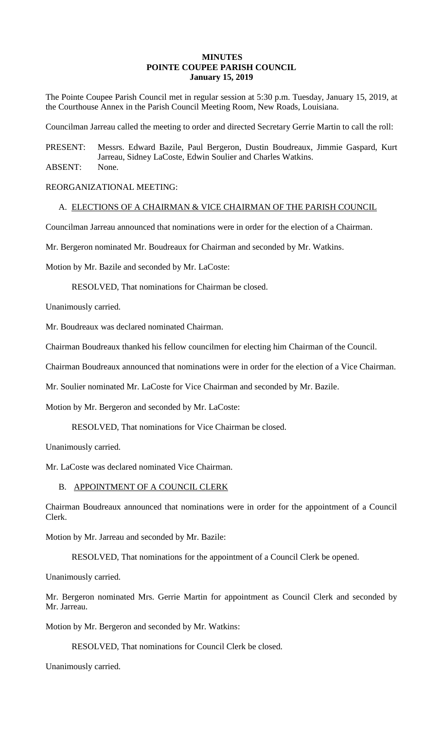# MINUTES
# POINTE COUPEE PARISH COUNCIL
## January 15, 2019

The Pointe Coupee Parish Council met in regular session at 5:30 p.m. Tuesday, January 15, 2019, at the Courthouse Annex in the Parish Council Meeting Room, New Roads, Louisiana.

Councilman Jarreau called the meeting to order and directed Secretary Gerrie Martin to call the roll:

PRESENT: Messrs. Edward Bazile, Paul Bergeron, Dustin Boudreaux, Jimmie Gaspard, Kurt Jarreau, Sidney LaCoste, Edwin Soulier and Charles Watkins.

ABSENT: None.

REORGANIZATIONAL MEETING:

A. ELECTIONS OF A CHAIRMAN & VICE CHAIRMAN OF THE PARISH COUNCIL

Councilman Jarreau announced that nominations were in order for the election of a Chairman.

Mr. Bergeron nominated Mr. Boudreaux for Chairman and seconded by Mr. Watkins.

Motion by Mr. Bazile and seconded by Mr. LaCoste:

RESOLVED, That nominations for Chairman be closed.

Unanimously carried.

Mr. Boudreaux was declared nominated Chairman.

Chairman Boudreaux thanked his fellow councilmen for electing him Chairman of the Council.

Chairman Boudreaux announced that nominations were in order for the election of a Vice Chairman.

Mr. Soulier nominated Mr. LaCoste for Vice Chairman and seconded by Mr. Bazile.

Motion by Mr. Bergeron and seconded by Mr. LaCoste:

RESOLVED, That nominations for Vice Chairman be closed.

Unanimously carried.

Mr. LaCoste was declared nominated Vice Chairman.

B. APPOINTMENT OF A COUNCIL CLERK

Chairman Boudreaux announced that nominations were in order for the appointment of a Council Clerk.

Motion by Mr. Jarreau and seconded by Mr. Bazile:

RESOLVED, That nominations for the appointment of a Council Clerk be opened.

Unanimously carried.

Mr. Bergeron nominated Mrs. Gerrie Martin for appointment as Council Clerk and seconded by Mr. Jarreau.

Motion by Mr. Bergeron and seconded by Mr. Watkins:

RESOLVED, That nominations for Council Clerk be closed.

Unanimously carried.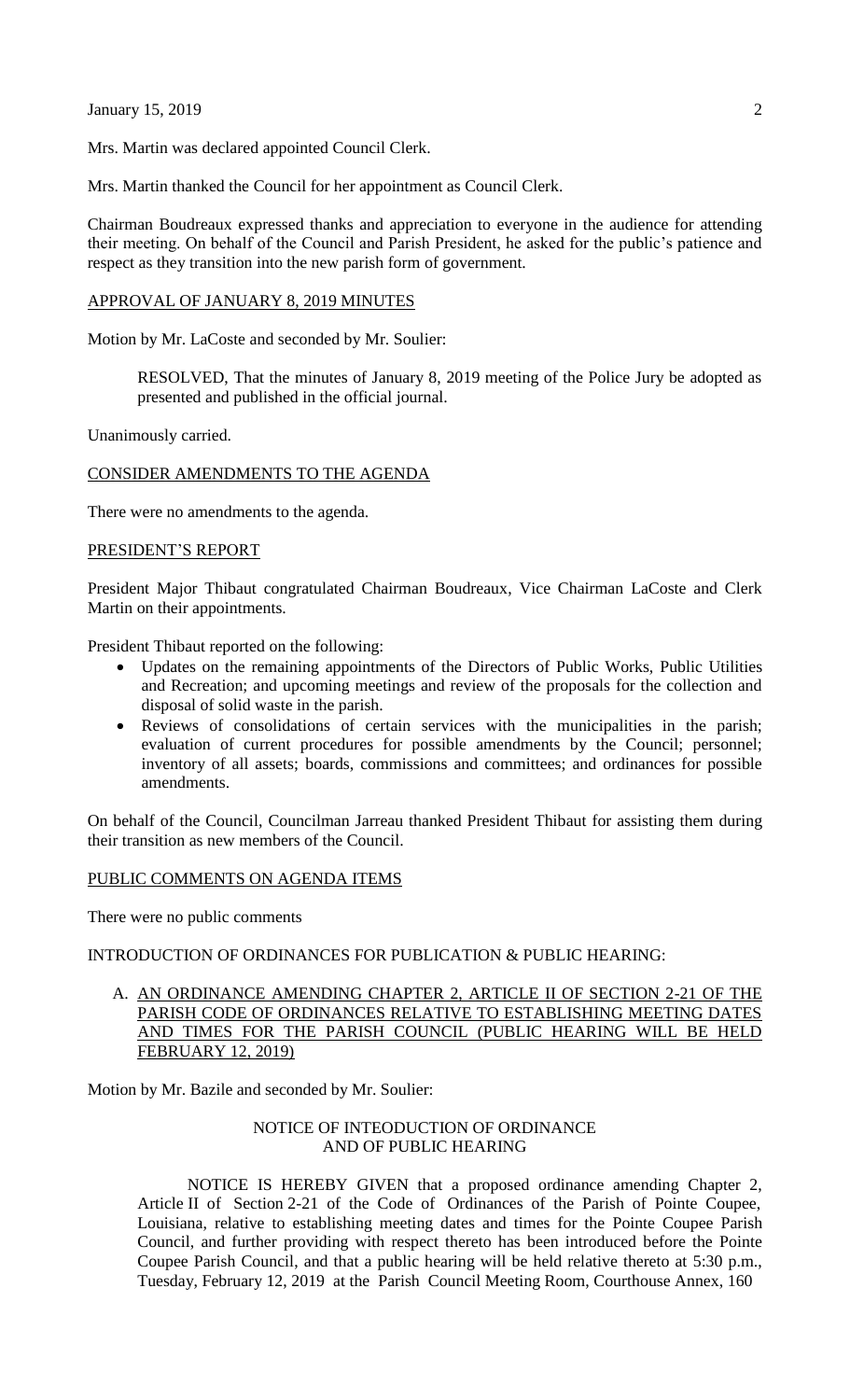Mrs. Martin was declared appointed Council Clerk.

Mrs. Martin thanked the Council for her appointment as Council Clerk.

Chairman Boudreaux expressed thanks and appreciation to everyone in the audience for attending their meeting. On behalf of the Council and Parish President, he asked for the public's patience and respect as they transition into the new parish form of government.

APPROVAL OF JANUARY 8, 2019 MINUTES

Motion by Mr. LaCoste and seconded by Mr. Soulier:

> RESOLVED, That the minutes of January 8, 2019 meeting of the Police Jury be adopted as presented and published in the official journal.

Unanimously carried.

CONSIDER AMENDMENTS TO THE AGENDA

There were no amendments to the agenda.

PRESIDENT'S REPORT

President Major Thibaut congratulated Chairman Boudreaux, Vice Chairman LaCoste and Clerk Martin on their appointments.

President Thibaut reported on the following:

- Updates on the remaining appointments of the Directors of Public Works, Public Utilities and Recreation; and upcoming meetings and review of the proposals for the collection and disposal of solid waste in the parish.
- Reviews of consolidations of certain services with the municipalities in the parish; evaluation of current procedures for possible amendments by the Council; personnel; inventory of all assets; boards, commissions and committees; and ordinances for possible amendments.

On behalf of the Council, Councilman Jarreau thanked President Thibaut for assisting them during their transition as new members of the Council.

PUBLIC COMMENTS ON AGENDA ITEMS

There were no public comments

INTRODUCTION OF ORDINANCES FOR PUBLICATION & PUBLIC HEARING:

A. AN ORDINANCE AMENDING CHAPTER 2, ARTICLE II OF SECTION 2-21 OF THE PARISH CODE OF ORDINANCES RELATIVE TO ESTABLISHING MEETING DATES AND TIMES FOR THE PARISH COUNCIL (PUBLIC HEARING WILL BE HELD FEBRUARY 12, 2019)

Motion by Mr. Bazile and seconded by Mr. Soulier:

NOTICE OF INTEODUCTION OF ORDINANCE
AND OF PUBLIC HEARING

> NOTICE IS HEREBY GIVEN that a proposed ordinance amending Chapter 2, Article II of Section 2-21 of the Code of Ordinances of the Parish of Pointe Coupee, Louisiana, relative to establishing meeting dates and times for the Pointe Coupee Parish Council, and further providing with respect thereto has been introduced before the Pointe Coupee Parish Council, and that a public hearing will be held relative thereto at 5:30 p.m., Tuesday, February 12, 2019 at the Parish Council Meeting Room, Courthouse Annex, 160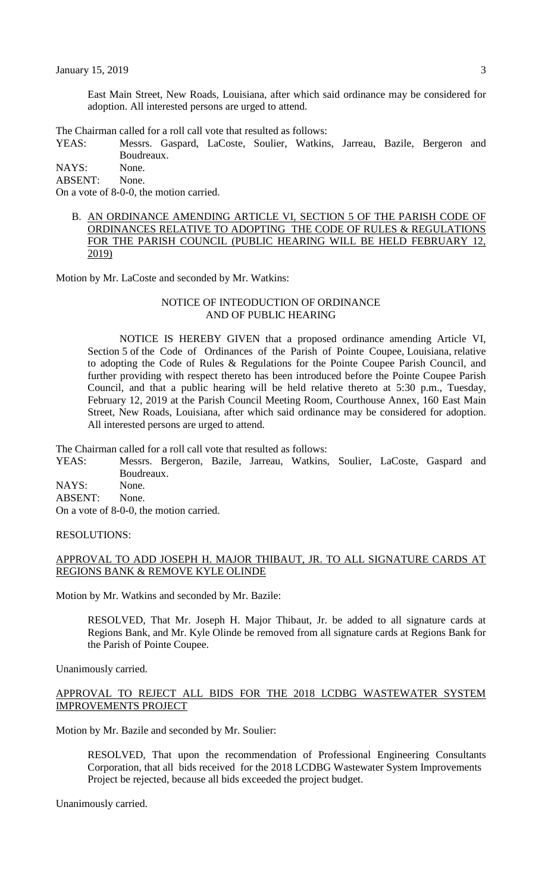East Main Street, New Roads, Louisiana, after which said ordinance may be considered for adoption. All interested persons are urged to attend.

The Chairman called for a roll call vote that resulted as follows:

YEAS: Messrs. Gaspard, LaCoste, Soulier, Watkins, Jarreau, Bazile, Bergeron and Boudreaux.
NAYS: None.
ABSENT: None.
On a vote of 8-0-0, the motion carried.

B. AN ORDINANCE AMENDING ARTICLE VI, SECTION 5 OF THE PARISH CODE OF ORDINANCES RELATIVE TO ADOPTING THE CODE OF RULES & REGULATIONS FOR THE PARISH COUNCIL (PUBLIC HEARING WILL BE HELD FEBRUARY 12, 2019)

Motion by Mr. LaCoste and seconded by Mr. Watkins:

NOTICE OF INTEODUCTION OF ORDINANCE
AND OF PUBLIC HEARING

NOTICE IS HEREBY GIVEN that a proposed ordinance amending Article VI, Section 5 of the Code of Ordinances of the Parish of Pointe Coupee, Louisiana, relative to adopting the Code of Rules & Regulations for the Pointe Coupee Parish Council, and further providing with respect thereto has been introduced before the Pointe Coupee Parish Council, and that a public hearing will be held relative thereto at 5:30 p.m., Tuesday, February 12, 2019 at the Parish Council Meeting Room, Courthouse Annex, 160 East Main Street, New Roads, Louisiana, after which said ordinance may be considered for adoption. All interested persons are urged to attend.

The Chairman called for a roll call vote that resulted as follows:

YEAS: Messrs. Bergeron, Bazile, Jarreau, Watkins, Soulier, LaCoste, Gaspard and Boudreaux.
NAYS: None.
ABSENT: None.
On a vote of 8-0-0, the motion carried.

RESOLUTIONS:

APPROVAL TO ADD JOSEPH H. MAJOR THIBAUT, JR. TO ALL SIGNATURE CARDS AT REGIONS BANK & REMOVE KYLE OLINDE

Motion by Mr. Watkins and seconded by Mr. Bazile:

RESOLVED, That Mr. Joseph H. Major Thibaut, Jr. be added to all signature cards at Regions Bank, and Mr. Kyle Olinde be removed from all signature cards at Regions Bank for the Parish of Pointe Coupee.

Unanimously carried.

APPROVAL TO REJECT ALL BIDS FOR THE 2018 LCDBG WASTEWATER SYSTEM IMPROVEMENTS PROJECT

Motion by Mr. Bazile and seconded by Mr. Soulier:

RESOLVED, That upon the recommendation of Professional Engineering Consultants Corporation, that all bids received for the 2018 LCDBG Wastewater System Improvements Project be rejected, because all bids exceeded the project budget.

Unanimously carried.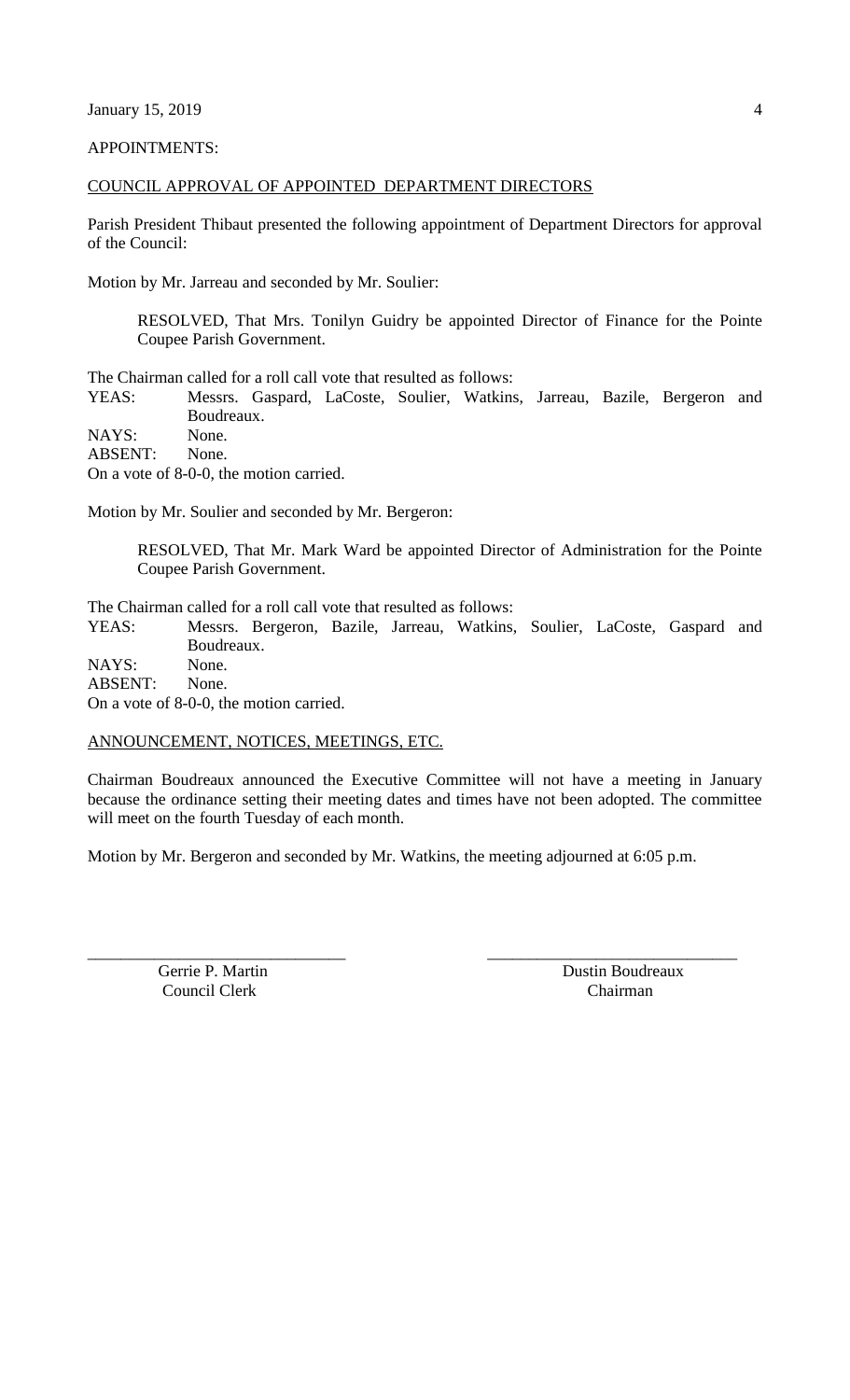APPOINTMENTS:

COUNCIL APPROVAL OF APPOINTED DEPARTMENT DIRECTORS

Parish President Thibaut presented the following appointment of Department Directors for approval of the Council:

Motion by Mr. Jarreau and seconded by Mr. Soulier:

> RESOLVED, That Mrs. Tonilyn Guidry be appointed Director of Finance for the Pointe Coupee Parish Government.

The Chairman called for a roll call vote that resulted as follows:

YEAS: Messrs. Gaspard, LaCoste, Soulier, Watkins, Jarreau, Bazile, Bergeron and Boudreaux.
NAYS: None.
ABSENT: None.
On a vote of 8-0-0, the motion carried.

Motion by Mr. Soulier and seconded by Mr. Bergeron:

> RESOLVED, That Mr. Mark Ward be appointed Director of Administration for the Pointe Coupee Parish Government.

The Chairman called for a roll call vote that resulted as follows:

YEAS: Messrs. Bergeron, Bazile, Jarreau, Watkins, Soulier, LaCoste, Gaspard and Boudreaux.
NAYS: None.
ABSENT: None.
On a vote of 8-0-0, the motion carried.

ANNOUNCEMENT, NOTICES, MEETINGS, ETC.

Chairman Boudreaux announced the Executive Committee will not have a meeting in January because the ordinance setting their meeting dates and times have not been adopted. The committee will meet on the fourth Tuesday of each month.

Motion by Mr. Bergeron and seconded by Mr. Watkins, the meeting adjourned at 6:05 p.m.

\_\_\_\_\_\_\_\_\_\_\_\_\_\_\_\_\_\_\_\_\_\_\_\_\_\_\_\_\_\_
Gerrie P. Martin
Council Clerk

\_\_\_\_\_\_\_\_\_\_\_\_\_\_\_\_\_\_\_\_\_\_\_\_\_\_\_\_\_\_
Dustin Boudreaux
Chairman